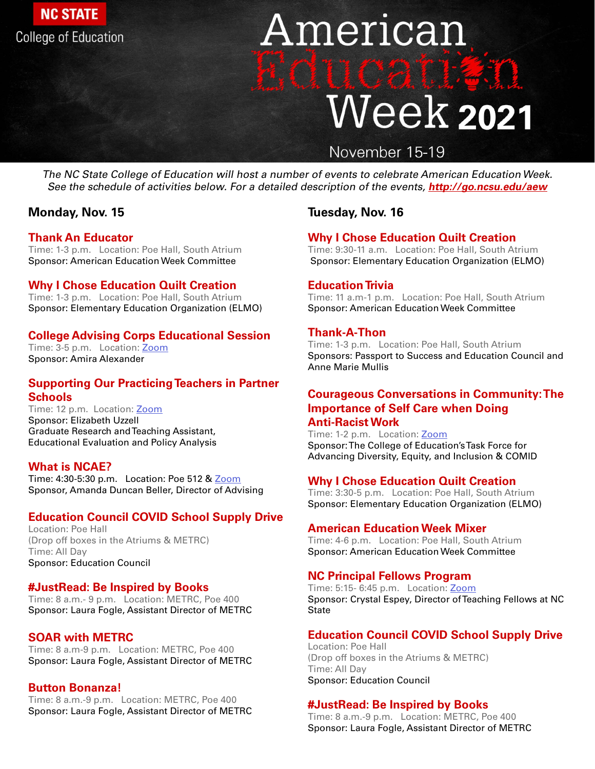NC STATE College of Education

# American Education Week 2021

November 15-19

*The NC State College of Education will host a number of events to celebrate American Education Week. See the schedule of activities below. For a detailed description of the events, **http://go.ncsu.edu/aew***

## Monday, Nov. 15

### Thank An Educator
Time: 1-3 p.m.   Location: Poe Hall, South Atrium
Sponsor: American Education Week Committee

### Why I Chose Education Quilt Creation
Time: 1-3 p.m.   Location: Poe Hall, South Atrium
Sponsor: Elementary Education Organization (ELMO)

### College Advising Corps Educational Session
Time: 3-5 p.m.   Location: Zoom
Sponsor: Amira Alexander

### Supporting Our Practicing Teachers in Partner Schools
Time: 12 p.m.  Location: Zoom
Sponsor: Elizabeth Uzzell
Graduate Research and Teaching Assistant, Educational Evaluation and Policy Analysis

### What is NCAE?
Time: 4:30-5:30 p.m.   Location: Poe 512 & Zoom
Sponsor, Amanda Duncan Beller, Director of Advising

### Education Council COVID School Supply Drive
Location: Poe Hall
(Drop off boxes in the Atriums & METRC)
Time: All Day
Sponsor: Education Council

### #JustRead: Be Inspired by Books
Time: 8 a.m.- 9 p.m.   Location: METRC, Poe 400
Sponsor: Laura Fogle, Assistant Director of METRC

### SOAR with METRC
Time: 8 a.m-9 p.m.   Location: METRC, Poe 400
Sponsor: Laura Fogle, Assistant Director of METRC

### Button Bonanza!
Time: 8 a.m.-9 p.m.   Location: METRC, Poe 400
Sponsor: Laura Fogle, Assistant Director of METRC

## Tuesday, Nov. 16

### Why I Chose Education Quilt Creation
Time: 9:30-11 a.m.   Location: Poe Hall, South Atrium
Sponsor: Elementary Education Organization (ELMO)

### Education Trivia
Time: 11 a.m-1 p.m.   Location: Poe Hall, South Atrium
Sponsor: American Education Week Committee

### Thank-A-Thon
Time: 1-3 p.m.   Location: Poe Hall, South Atrium
Sponsors: Passport to Success and Education Council and Anne Marie Mullis

### Courageous Conversations in Community: The Importance of Self Care when Doing Anti-Racist Work
Time: 1-2 p.m.   Location: Zoom
Sponsor: The College of Education's Task Force for Advancing Diversity, Equity, and Inclusion & COMID

### Why I Chose Education Quilt Creation
Time: 3:30-5 p.m.   Location: Poe Hall, South Atrium
Sponsor: Elementary Education Organization (ELMO)

### American Education Week Mixer
Time: 4-6 p.m.   Location: Poe Hall, South Atrium
Sponsor: American Education Week Committee

### NC Principal Fellows Program
Time: 5:15- 6:45 p.m.   Location: Zoom
Sponsor: Crystal Espey, Director of Teaching Fellows at NC State

### Education Council COVID School Supply Drive
Location: Poe Hall
(Drop off boxes in the Atriums & METRC)
Time: All Day
Sponsor: Education Council

### #JustRead: Be Inspired by Books
Time: 8 a.m.-9 p.m.   Location: METRC, Poe 400
Sponsor: Laura Fogle, Assistant Director of METRC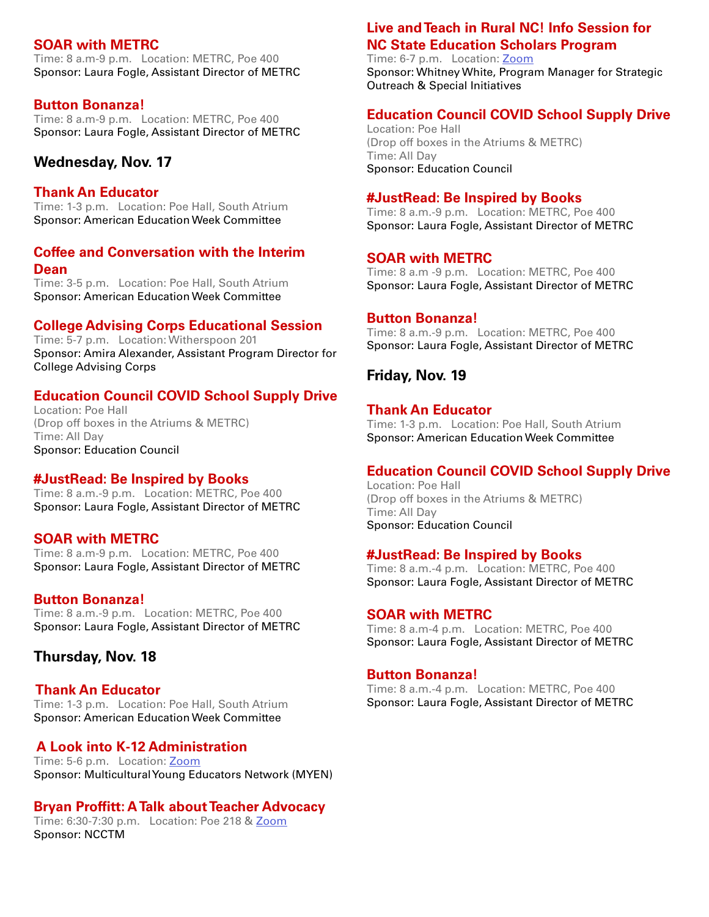### SOAR with METRC
Time: 8 a.m-9 p.m. Location: METRC, Poe 400
Sponsor: Laura Fogle, Assistant Director of METRC

### Button Bonanza!
Time: 8 a.m-9 p.m. Location: METRC, Poe 400
Sponsor: Laura Fogle, Assistant Director of METRC

## Wednesday, Nov. 17

### Thank An Educator
Time: 1-3 p.m. Location: Poe Hall, South Atrium
Sponsor: American Education Week Committee

### Coffee and Conversation with the Interim Dean
Time: 3-5 p.m. Location: Poe Hall, South Atrium
Sponsor: American Education Week Committee

### College Advising Corps Educational Session
Time: 5-7 p.m. Location: Witherspoon 201
Sponsor: Amira Alexander, Assistant Program Director for College Advising Corps

### Education Council COVID School Supply Drive
Location: Poe Hall
(Drop off boxes in the Atriums & METRC)
Time: All Day
Sponsor: Education Council

### #JustRead: Be Inspired by Books
Time: 8 a.m.-9 p.m. Location: METRC, Poe 400
Sponsor: Laura Fogle, Assistant Director of METRC

### SOAR with METRC
Time: 8 a.m-9 p.m. Location: METRC, Poe 400
Sponsor: Laura Fogle, Assistant Director of METRC

### Button Bonanza!
Time: 8 a.m.-9 p.m. Location: METRC, Poe 400
Sponsor: Laura Fogle, Assistant Director of METRC

## Thursday, Nov. 18

### Thank An Educator
Time: 1-3 p.m. Location: Poe Hall, South Atrium
Sponsor: American Education Week Committee

### A Look into K-12 Administration
Time: 5-6 p.m. Location: Zoom
Sponsor: Multicultural Young Educators Network (MYEN)

### Bryan Proffitt: A Talk about Teacher Advocacy
Time: 6:30-7:30 p.m. Location: Poe 218 & Zoom
Sponsor: NCCTM

### Live and Teach in Rural NC! Info Session for NC State Education Scholars Program
Time: 6-7 p.m. Location: Zoom
Sponsor: Whitney White, Program Manager for Strategic Outreach & Special Initiatives

### Education Council COVID School Supply Drive
Location: Poe Hall
(Drop off boxes in the Atriums & METRC)
Time: All Day
Sponsor: Education Council

### #JustRead: Be Inspired by Books
Time: 8 a.m.-9 p.m. Location: METRC, Poe 400
Sponsor: Laura Fogle, Assistant Director of METRC

### SOAR with METRC
Time: 8 a.m -9 p.m. Location: METRC, Poe 400
Sponsor: Laura Fogle, Assistant Director of METRC

### Button Bonanza!
Time: 8 a.m.-9 p.m. Location: METRC, Poe 400
Sponsor: Laura Fogle, Assistant Director of METRC

## Friday, Nov. 19

### Thank An Educator
Time: 1-3 p.m. Location: Poe Hall, South Atrium
Sponsor: American Education Week Committee

### Education Council COVID School Supply Drive
Location: Poe Hall
(Drop off boxes in the Atriums & METRC)
Time: All Day
Sponsor: Education Council

### #JustRead: Be Inspired by Books
Time: 8 a.m.-4 p.m. Location: METRC, Poe 400
Sponsor: Laura Fogle, Assistant Director of METRC

### SOAR with METRC
Time: 8 a.m-4 p.m. Location: METRC, Poe 400
Sponsor: Laura Fogle, Assistant Director of METRC

### Button Bonanza!
Time: 8 a.m.-4 p.m. Location: METRC, Poe 400
Sponsor: Laura Fogle, Assistant Director of METRC